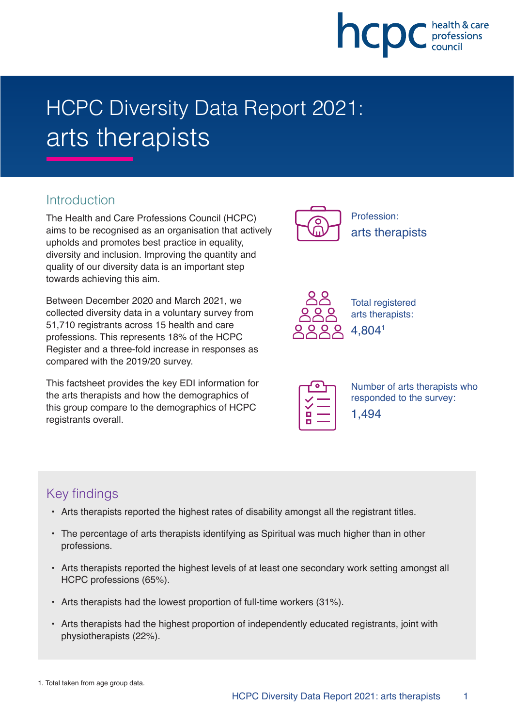# HCPC Diversity Data Report 2021: arts therapists

## Introduction

The Health and Care Professions Council (HCPC) aims to be recognised as an organisation that actively upholds and promotes best practice in equality, diversity and inclusion. Improving the quantity and quality of our diversity data is an important step towards achieving this aim.

Between December 2020 and March 2021, we collected diversity data in a voluntary survey from 51,710 registrants across 15 health and care professions. This represents 18% of the HCPC Register and a three-fold increase in responses as compared with the 2019/20 survey.

This factsheet provides the key EDI information for the arts therapists and how the demographics of this group compare to the demographics of HCPC registrants overall.

Profession:
arts therapists

Total registered arts therapists:
4,804[1]

Number of arts therapists who responded to the survey:
1,494

## Key findings

- Arts therapists reported the highest rates of disability amongst all the registrant titles.
- The percentage of arts therapists identifying as Spiritual was much higher than in other professions.
- Arts therapists reported the highest levels of at least one secondary work setting amongst all HCPC professions (65%).
- Arts therapists had the lowest proportion of full-time workers (31%).
- Arts therapists had the highest proportion of independently educated registrants, joint with physiotherapists (22%).

1. Total taken from age group data.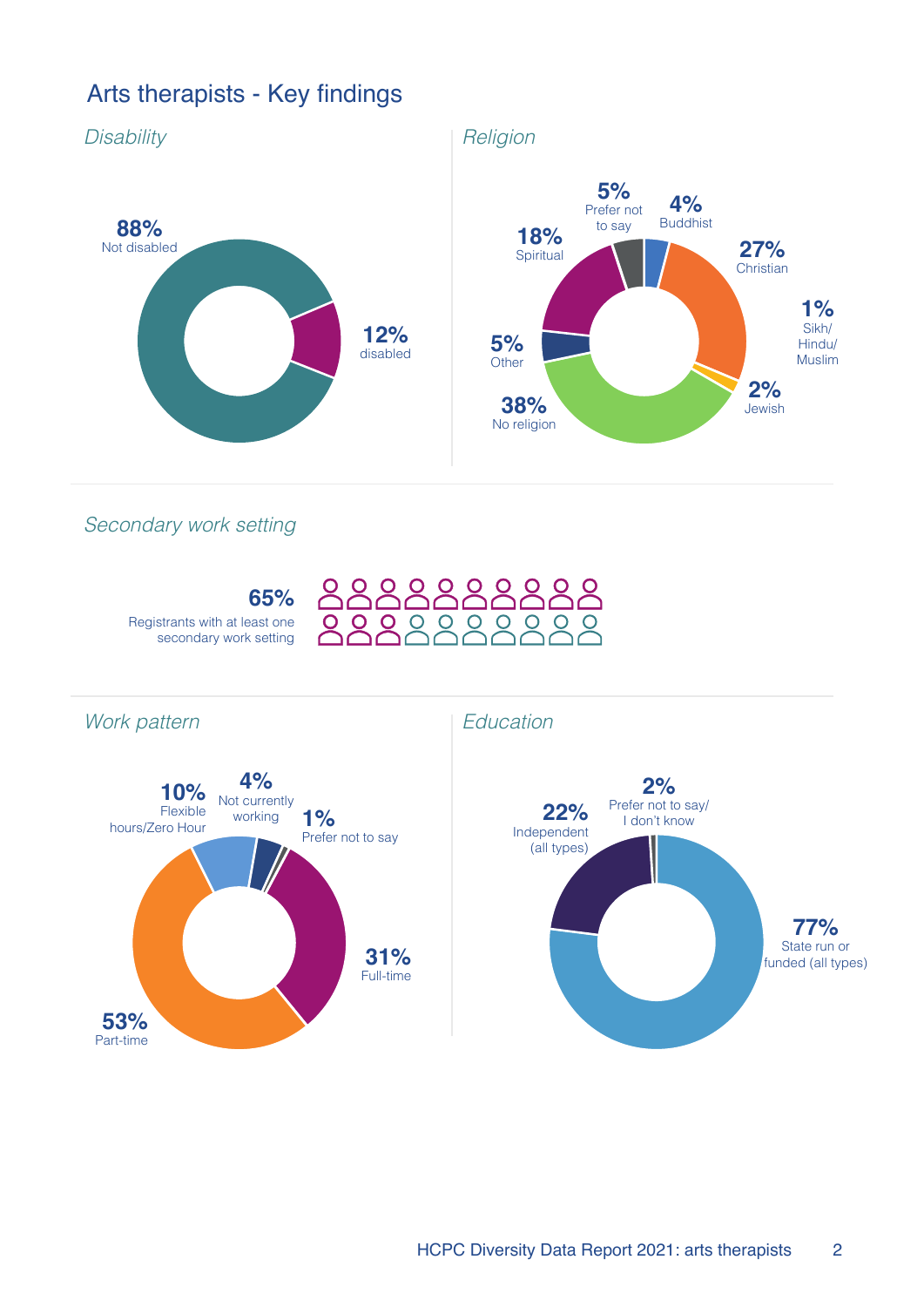# Arts therapists - Key findings

## *Disability*

**88%** Not disabled

**12%** disabled

## *Religion*

**5%** Prefer not to say

**4%** Buddhist

**27%** Christian

**1%** Sikh/ Hindu/ Muslim

**2%** Jewish

**38%** No religion

**5%** Other

**18%** Spiritual

## *Secondary work setting*

**65%** Registrants with at least one secondary work setting

## *Work pattern*

**10%** Flexible hours/Zero Hour

**4%** Not currently working

**1%** Prefer not to say

**31%** Full-time

**53%** Part-time

## *Education*

**2%** Prefer not to say/ I don't know

**22%** Independent (all types)

**77%** State run or funded (all types)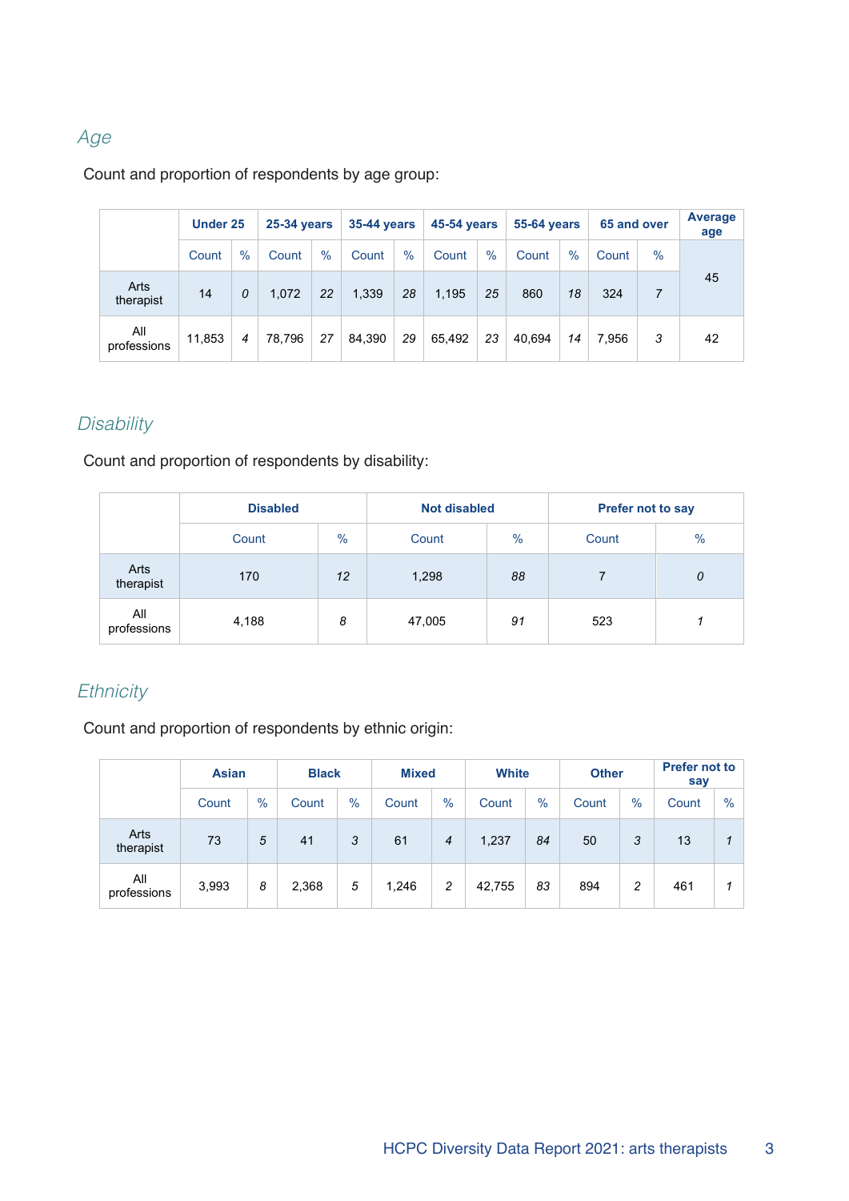## *Age*

Count and proportion of respondents by age group:

| | Under 25 | | 25-34 years | | 35-44 years | | 45-54 years | | 55-64 years | | 65 and over | | Average age |
|---|---|---|---|---|---|---|---|---|---|---|---|---|---|
| | Count | % | Count | % | Count | % | Count | % | Count | % | Count | % | |
| Arts therapist | 14 | *0* | 1,072 | *22* | 1,339 | *28* | 1,195 | *25* | 860 | *18* | 324 | *7* | 45 |
| All professions | 11,853 | *4* | 78,796 | *27* | 84,390 | *29* | 65,492 | *23* | 40,694 | *14* | 7,956 | *3* | 42 |

## *Disability*

Count and proportion of respondents by disability:

| | Disabled | | Not disabled | | Prefer not to say | |
|---|---|---|---|---|---|---|
| | Count | % | Count | % | Count | % |
| Arts therapist | 170 | *12* | 1,298 | *88* | 7 | *0* |
| All professions | 4,188 | *8* | 47,005 | *91* | 523 | *1* |

## *Ethnicity*

Count and proportion of respondents by ethnic origin:

| | Asian | | Black | | Mixed | | White | | Other | | Prefer not to say | |
|---|---|---|---|---|---|---|---|---|---|---|---|---|
| | Count | % | Count | % | Count | % | Count | % | Count | % | Count | % |
| Arts therapist | 73 | *5* | 41 | *3* | 61 | *4* | 1,237 | *84* | 50 | *3* | 13 | *1* |
| All professions | 3,993 | *8* | 2,368 | *5* | 1,246 | *2* | 42,755 | *83* | 894 | *2* | 461 | *1* |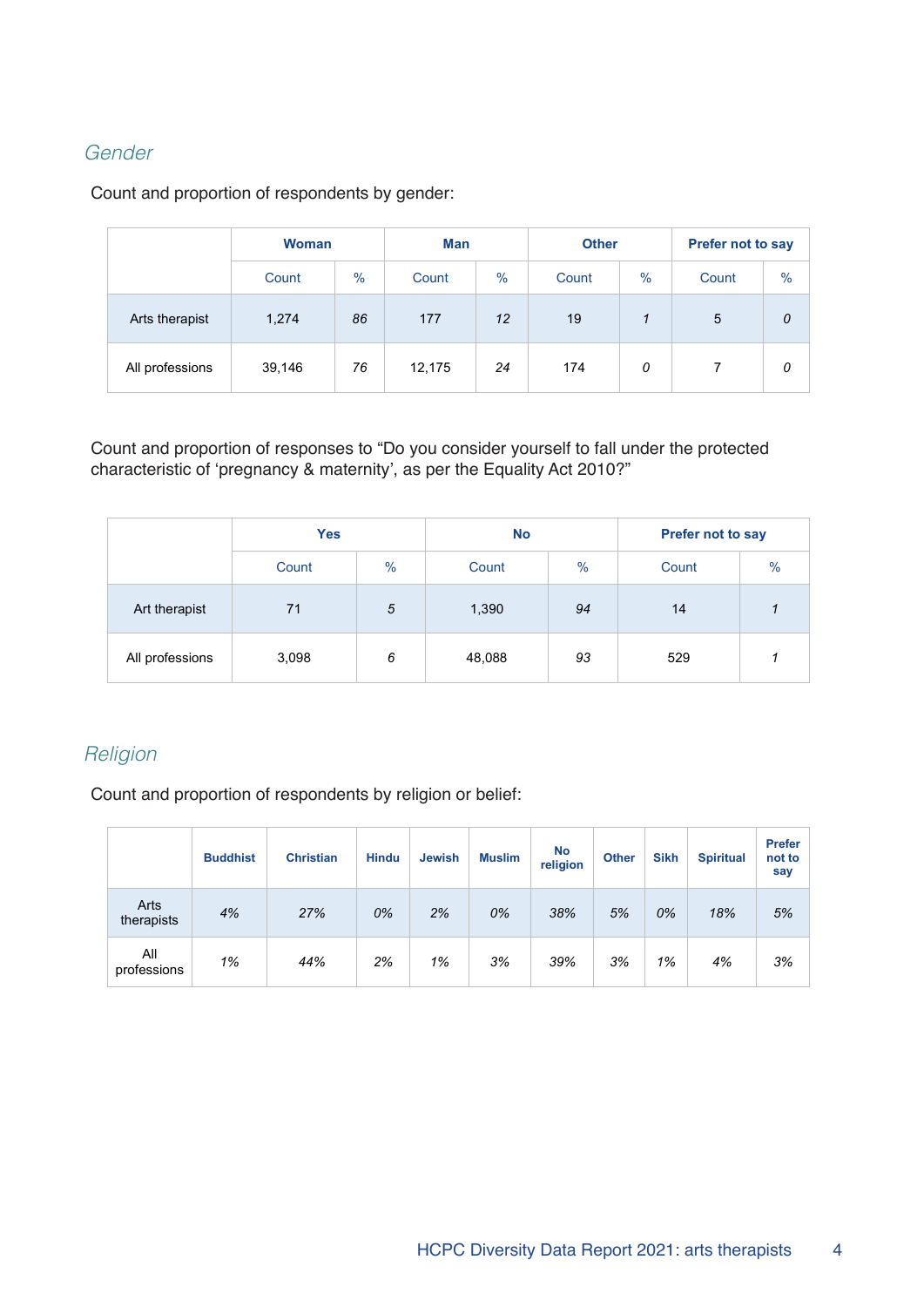## Gender

Count and proportion of respondents by gender:

| | Woman | | Man | | Other | | Prefer not to say | |
|---|---|---|---|---|---|---|---|---|
| | Count | % | Count | % | Count | % | Count | % |
| Arts therapist | 1,274 | *86* | 177 | *12* | 19 | *1* | 5 | *0* |
| All professions | 39,146 | *76* | 12,175 | *24* | 174 | *0* | 7 | *0* |

Count and proportion of responses to “Do you consider yourself to fall under the protected characteristic of ‘pregnancy & maternity’, as per the Equality Act 2010?”

| | Yes | | No | | Prefer not to say | |
|---|---|---|---|---|---|---|
| | Count | % | Count | % | Count | % |
| Art therapist | 71 | *5* | 1,390 | *94* | 14 | *1* |
| All professions | 3,098 | *6* | 48,088 | *93* | 529 | *1* |

## Religion

Count and proportion of respondents by religion or belief:

| | Buddhist | Christian | Hindu | Jewish | Muslim | No religion | Other | Sikh | Spiritual | Prefer not to say |
|---|---|---|---|---|---|---|---|---|---|---|
| Arts therapists | *4%* | *27%* | *0%* | *2%* | *0%* | *38%* | *5%* | *0%* | *18%* | *5%* |
| All professions | *1%* | *44%* | *2%* | *1%* | *3%* | *39%* | *3%* | *1%* | *4%* | *3%* |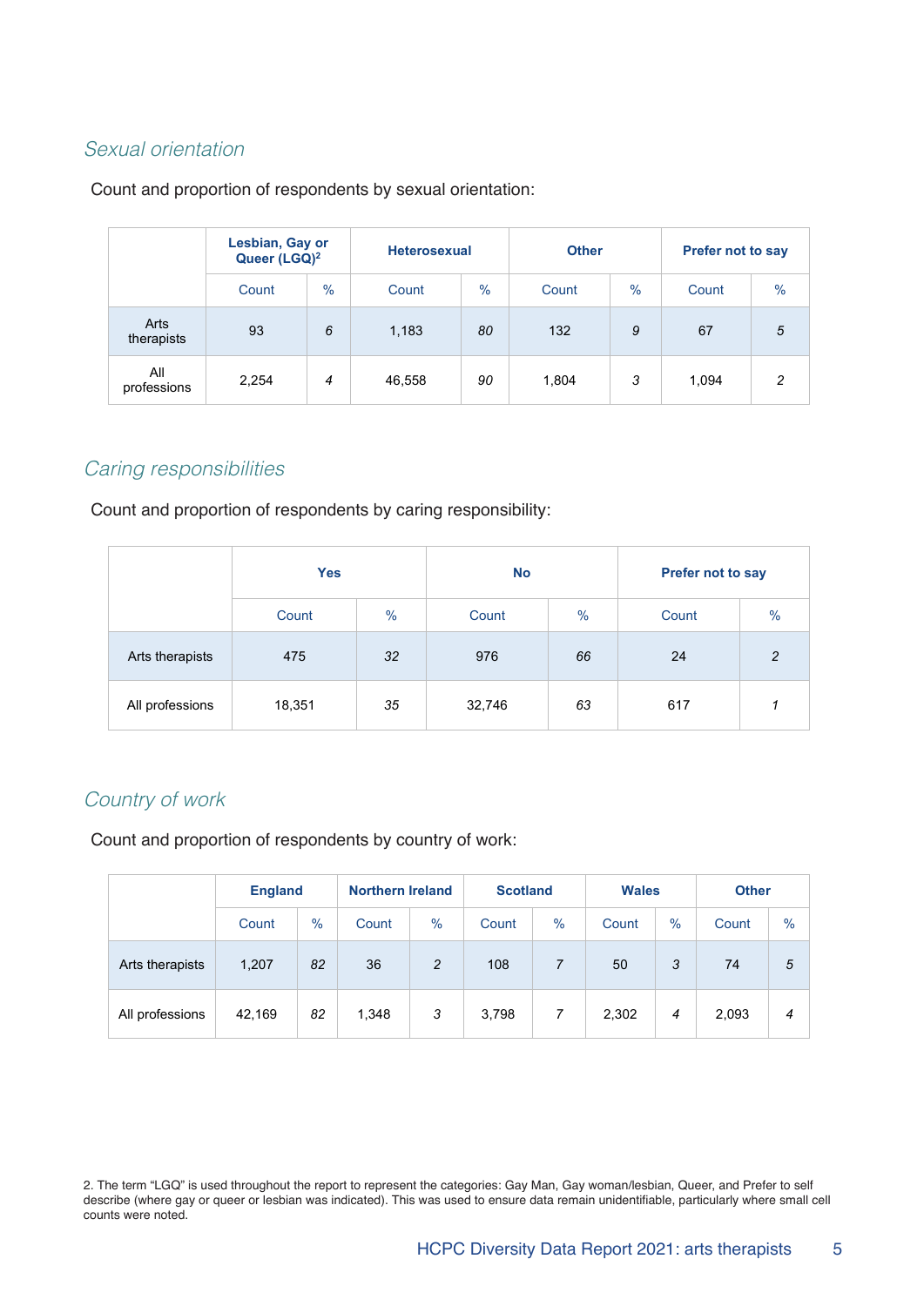## *Sexual orientation*

Count and proportion of respondents by sexual orientation:

| | Lesbian, Gay or Queer (LGQ)[2] | | Heterosexual | | Other | | Prefer not to say | |
|---|---|---|---|---|---|---|---|---|
| | Count | % | Count | % | Count | % | Count | % |
| Arts therapists | 93 | *6* | 1,183 | *80* | 132 | *9* | 67 | *5* |
| All professions | 2,254 | *4* | 46,558 | *90* | 1,804 | *3* | 1,094 | *2* |

## *Caring responsibilities*

Count and proportion of respondents by caring responsibility:

| | Yes | | No | | Prefer not to say | |
|---|---|---|---|---|---|---|
| | Count | % | Count | % | Count | % |
| Arts therapists | 475 | *32* | 976 | *66* | 24 | *2* |
| All professions | 18,351 | *35* | 32,746 | *63* | 617 | *1* |

## *Country of work*

Count and proportion of respondents by country of work:

| | England | | Northern Ireland | | Scotland | | Wales | | Other | |
|---|---|---|---|---|---|---|---|---|---|---|
| | Count | % | Count | % | Count | % | Count | % | Count | % |
| Arts therapists | 1,207 | *82* | 36 | *2* | 108 | *7* | 50 | *3* | 74 | *5* |
| All professions | 42,169 | *82* | 1,348 | *3* | 3,798 | *7* | 2,302 | *4* | 2,093 | *4* |

2. The term "LGQ" is used throughout the report to represent the categories: Gay Man, Gay woman/lesbian, Queer, and Prefer to self describe (where gay or queer or lesbian was indicated). This was used to ensure data remain unidentifiable, particularly where small cell counts were noted.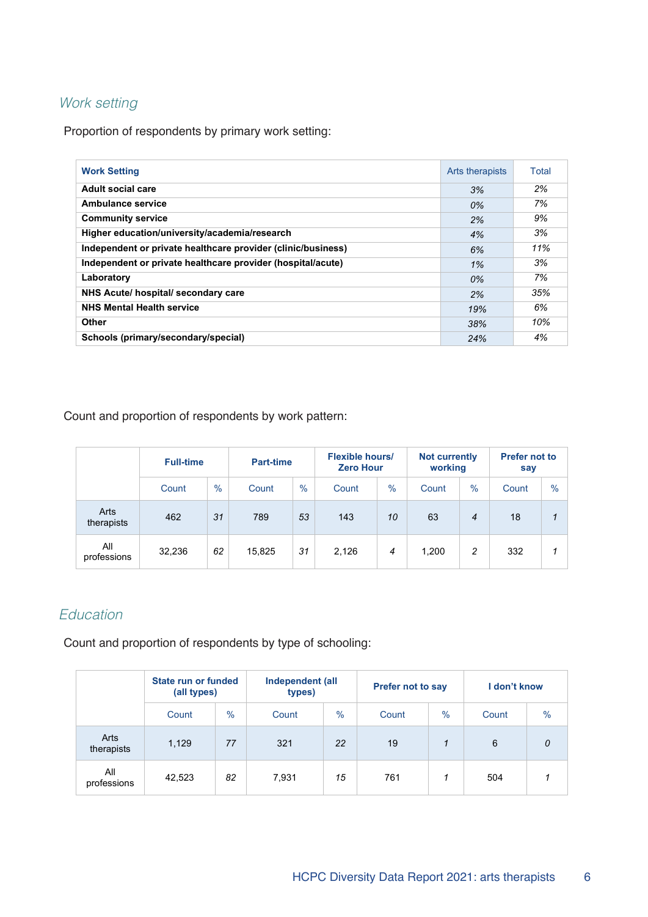## Work setting

Proportion of respondents by primary work setting:

| Work Setting | Arts therapists | Total |
|---|---|---|
| **Adult social care** | *3%* | *2%* |
| **Ambulance service** | *0%* | *7%* |
| **Community service** | *2%* | *9%* |
| **Higher education/university/academia/research** | *4%* | *3%* |
| **Independent or private healthcare provider (clinic/business)** | *6%* | *11%* |
| **Independent or private healthcare provider (hospital/acute)** | *1%* | *3%* |
| **Laboratory** | *0%* | *7%* |
| **NHS Acute/ hospital/ secondary care** | *2%* | *35%* |
| **NHS Mental Health service** | *19%* | *6%* |
| **Other** | *38%* | *10%* |
| **Schools (primary/secondary/special)** | *24%* | *4%* |

Count and proportion of respondents by work pattern:

| | **Full-time** | | **Part-time** | | **Flexible hours/ Zero Hour** | | **Not currently working** | | **Prefer not to say** | |
|---|---|---|---|---|---|---|---|---|---|---|
| | Count | % | Count | % | Count | % | Count | % | Count | % |
| Arts therapists | 462 | *31* | 789 | *53* | 143 | *10* | 63 | *4* | 18 | *1* |
| All professions | 32,236 | *62* | 15,825 | *31* | 2,126 | *4* | 1,200 | *2* | 332 | *1* |

## Education

Count and proportion of respondents by type of schooling:

| | **State run or funded (all types)** | | **Independent (all types)** | | **Prefer not to say** | | **I don't know** | |
|---|---|---|---|---|---|---|---|---|
| | Count | % | Count | % | Count | % | Count | % |
| Arts therapists | 1,129 | *77* | 321 | *22* | 19 | *1* | 6 | *0* |
| All professions | 42,523 | *82* | 7,931 | *15* | 761 | *1* | 504 | *1* |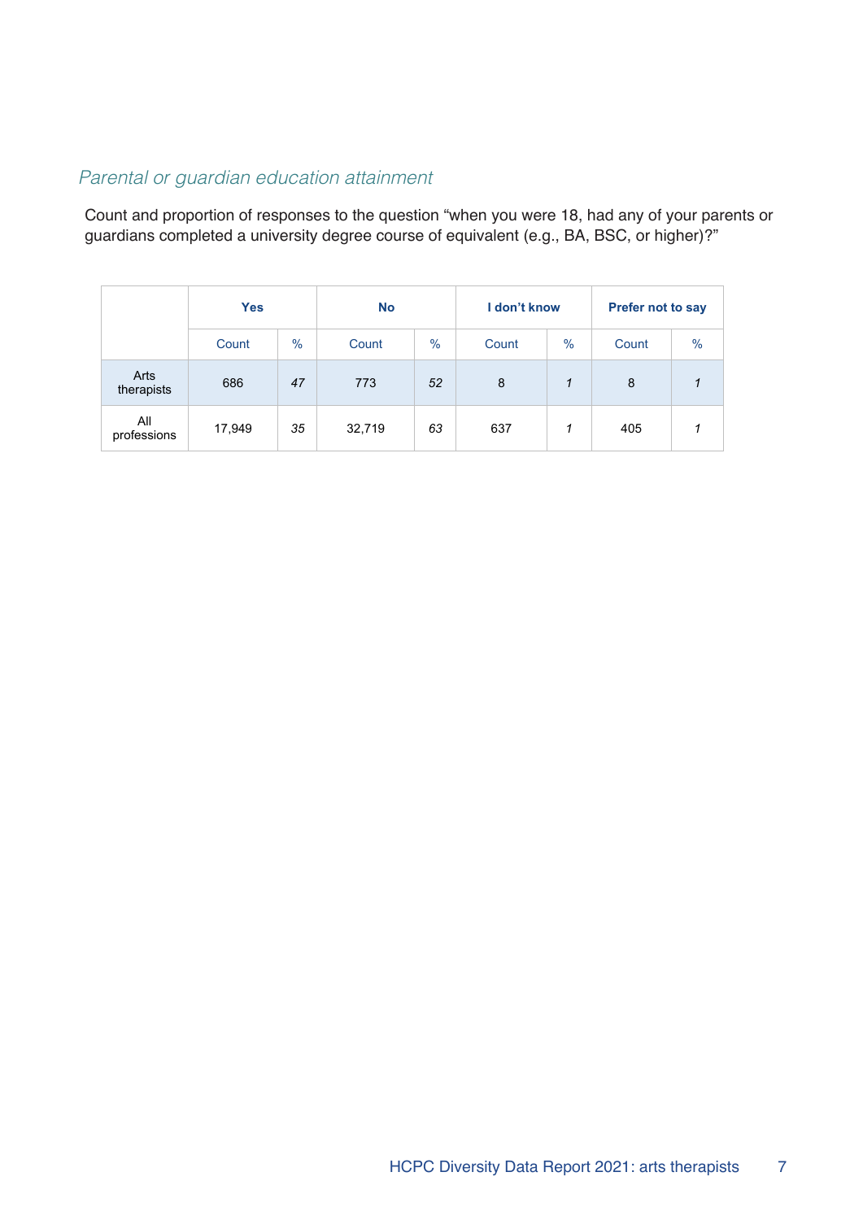*Parental or guardian education attainment*

Count and proportion of responses to the question "when you were 18, had any of your parents or guardians completed a university degree course of equivalent (e.g., BA, BSC, or higher)?"

| | Yes | | No | | I don't know | | Prefer not to say | |
|---|---|---|---|---|---|---|---|---|
| | Count | % | Count | % | Count | % | Count | % |
| Arts therapists | 686 | *47* | 773 | *52* | 8 | *1* | 8 | *1* |
| All professions | 17,949 | *35* | 32,719 | *63* | 637 | *1* | 405 | *1* |